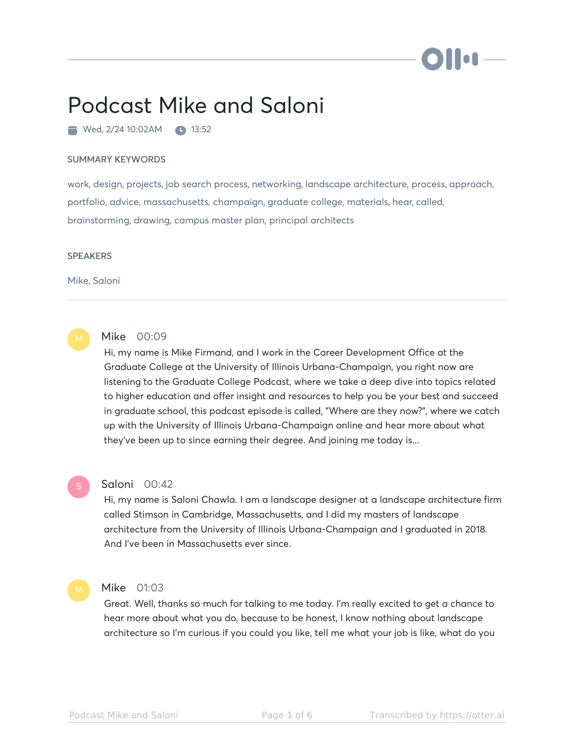# Podcast Mike and Saloni

Wed, 2/24 10:02AM   13:52

## SUMMARY KEYWORDS

work, design, projects, job search process, networking, landscape architecture, process, approach, portfolio, advice, massachusetts, champaign, graduate college, materials, hear, called, brainstorming, drawing, campus master plan, principal architects

## SPEAKERS

Mike, Saloni

---

**Mike** 00:09
Hi, my name is Mike Firmand, and I work in the Career Development Office at the Graduate College at the University of Illinois Urbana-Champaign, you right now are listening to the Graduate College Podcast, where we take a deep dive into topics related to higher education and offer insight and resources to help you be your best and succeed in graduate school, this podcast episode is called, "Where are they now?", where we catch up with the University of Illinois Urbana-Champaign online and hear more about what they've been up to since earning their degree. And joining me today is...

**Saloni** 00:42
Hi, my name is Saloni Chawla. I am a landscape designer at a landscape architecture firm called Stimson in Cambridge, Massachusetts, and I did my masters of landscape architecture from the University of Illinois Urbana-Champaign and I graduated in 2018. And I've been in Massachusetts ever since.

**Mike** 01:03
Great. Well, thanks so much for talking to me today. I'm really excited to get a chance to hear more about what you do, because to be honest, I know nothing about landscape architecture so I'm curious if you could you like, tell me what your job is like, what do you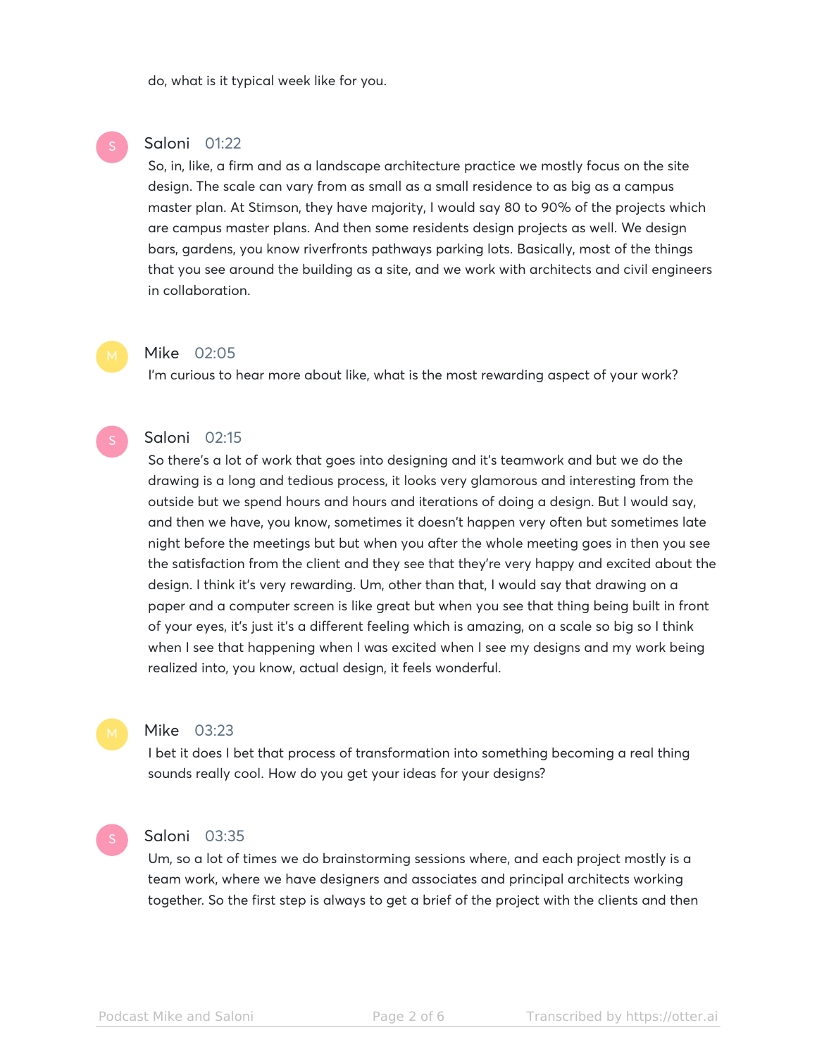do, what is it typical week like for you.

**Saloni** 01:22

So, in, like, a firm and as a landscape architecture practice we mostly focus on the site design. The scale can vary from as small as a small residence to as big as a campus master plan. At Stimson, they have majority, I would say 80 to 90% of the projects which are campus master plans. And then some residents design projects as well. We design bars, gardens, you know riverfronts pathways parking lots. Basically, most of the things that you see around the building as a site, and we work with architects and civil engineers in collaboration.

**Mike** 02:05

I'm curious to hear more about like, what is the most rewarding aspect of your work?

**Saloni** 02:15

So there's a lot of work that goes into designing and it's teamwork and but we do the drawing is a long and tedious process, it looks very glamorous and interesting from the outside but we spend hours and hours and iterations of doing a design. But I would say, and then we have, you know, sometimes it doesn't happen very often but sometimes late night before the meetings but but when you after the whole meeting goes in then you see the satisfaction from the client and they see that they're very happy and excited about the design. I think it's very rewarding. Um, other than that, I would say that drawing on a paper and a computer screen is like great but when you see that thing being built in front of your eyes, it's just it's a different feeling which is amazing, on a scale so big so I think when I see that happening when I was excited when I see my designs and my work being realized into, you know, actual design, it feels wonderful.

**Mike** 03:23

I bet it does I bet that process of transformation into something becoming a real thing sounds really cool. How do you get your ideas for your designs?

**Saloni** 03:35

Um, so a lot of times we do brainstorming sessions where, and each project mostly is a team work, where we have designers and associates and principal architects working together. So the first step is always to get a brief of the project with the clients and then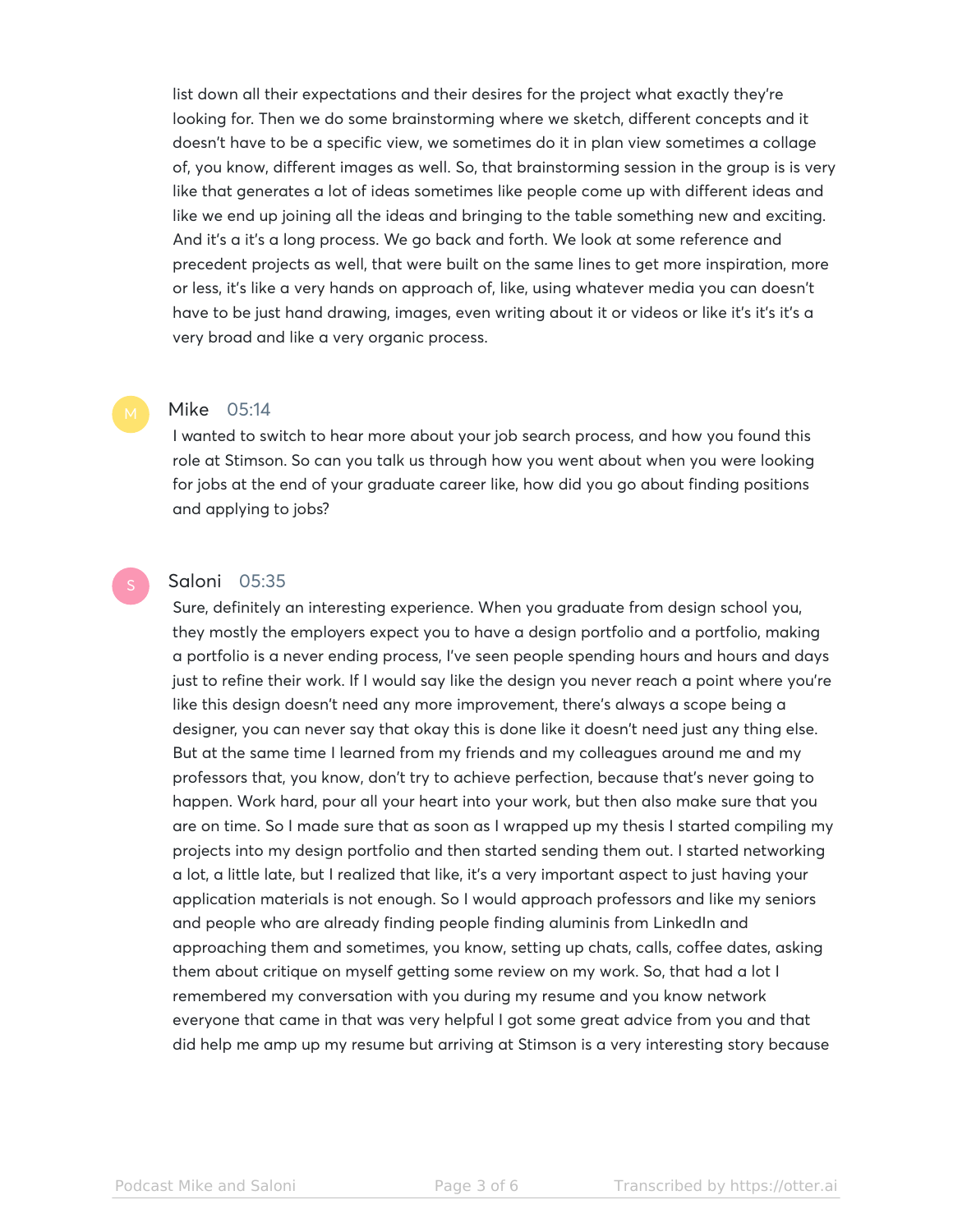list down all their expectations and their desires for the project what exactly they're looking for. Then we do some brainstorming where we sketch, different concepts and it doesn't have to be a specific view, we sometimes do it in plan view sometimes a collage of, you know, different images as well. So, that brainstorming session in the group is is very like that generates a lot of ideas sometimes like people come up with different ideas and like we end up joining all the ideas and bringing to the table something new and exciting. And it's a it's a long process. We go back and forth. We look at some reference and precedent projects as well, that were built on the same lines to get more inspiration, more or less, it's like a very hands on approach of, like, using whatever media you can doesn't have to be just hand drawing, images, even writing about it or videos or like it's it's it's a very broad and like a very organic process.

**Mike** 05:14

I wanted to switch to hear more about your job search process, and how you found this role at Stimson. So can you talk us through how you went about when you were looking for jobs at the end of your graduate career like, how did you go about finding positions and applying to jobs?

**Saloni** 05:35

Sure, definitely an interesting experience. When you graduate from design school you, they mostly the employers expect you to have a design portfolio and a portfolio, making a portfolio is a never ending process, I've seen people spending hours and hours and days just to refine their work. If I would say like the design you never reach a point where you're like this design doesn't need any more improvement, there's always a scope being a designer, you can never say that okay this is done like it doesn't need just any thing else. But at the same time I learned from my friends and my colleagues around me and my professors that, you know, don't try to achieve perfection, because that's never going to happen. Work hard, pour all your heart into your work, but then also make sure that you are on time. So I made sure that as soon as I wrapped up my thesis I started compiling my projects into my design portfolio and then started sending them out. I started networking a lot, a little late, but I realized that like, it's a very important aspect to just having your application materials is not enough. So I would approach professors and like my seniors and people who are already finding people finding aluminis from LinkedIn and approaching them and sometimes, you know, setting up chats, calls, coffee dates, asking them about critique on myself getting some review on my work. So, that had a lot I remembered my conversation with you during my resume and you know network everyone that came in that was very helpful I got some great advice from you and that did help me amp up my resume but arriving at Stimson is a very interesting story because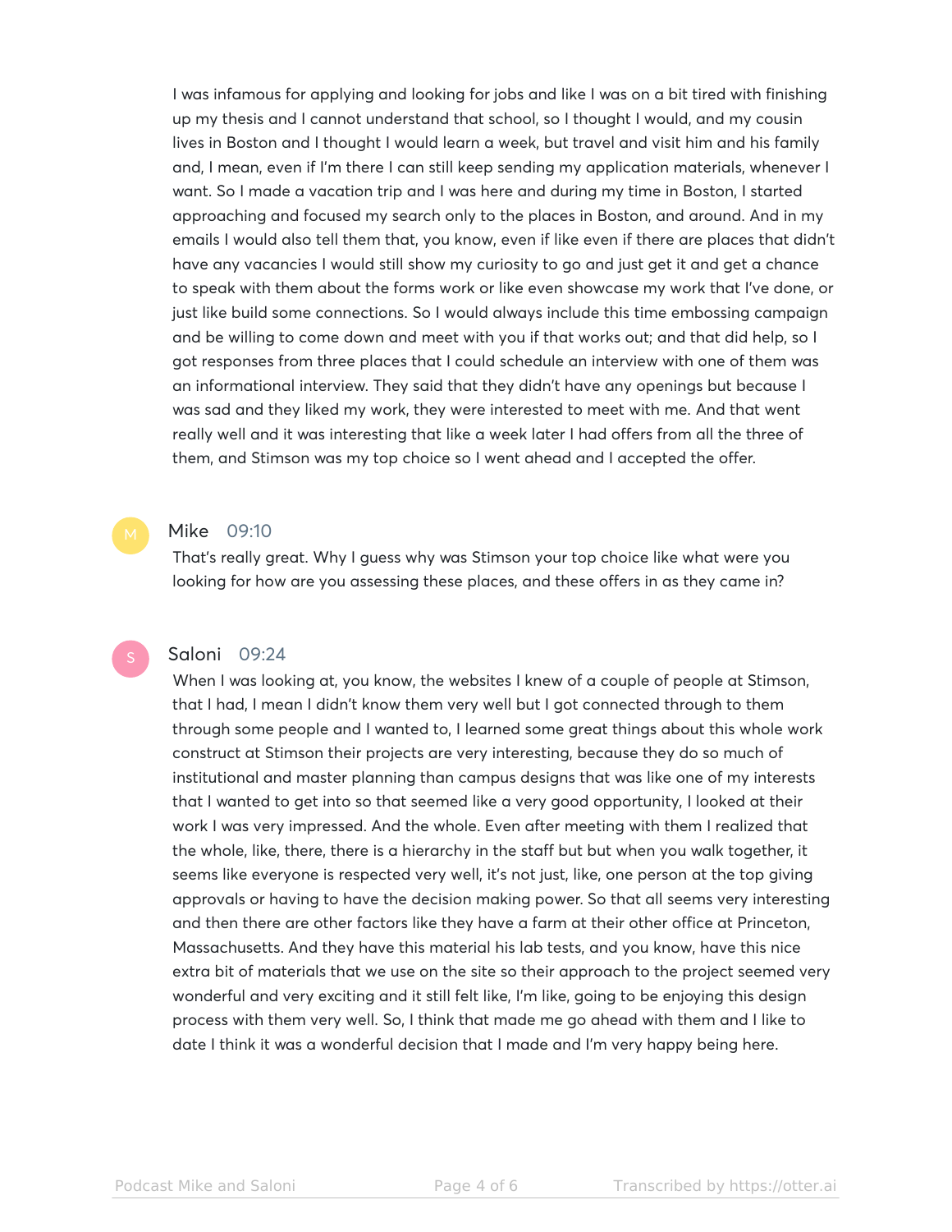I was infamous for applying and looking for jobs and like I was on a bit tired with finishing up my thesis and I cannot understand that school, so I thought I would, and my cousin lives in Boston and I thought I would learn a week, but travel and visit him and his family and, I mean, even if I'm there I can still keep sending my application materials, whenever I want. So I made a vacation trip and I was here and during my time in Boston, I started approaching and focused my search only to the places in Boston, and around. And in my emails I would also tell them that, you know, even if like even if there are places that didn't have any vacancies I would still show my curiosity to go and just get it and get a chance to speak with them about the forms work or like even showcase my work that I've done, or just like build some connections. So I would always include this time embossing campaign and be willing to come down and meet with you if that works out; and that did help, so I got responses from three places that I could schedule an interview with one of them was an informational interview. They said that they didn't have any openings but because I was sad and they liked my work, they were interested to meet with me. And that went really well and it was interesting that like a week later I had offers from all the three of them, and Stimson was my top choice so I went ahead and I accepted the offer.

**Mike** 09:10

That's really great. Why I guess why was Stimson your top choice like what were you looking for how are you assessing these places, and these offers in as they came in?

**Saloni** 09:24

When I was looking at, you know, the websites I knew of a couple of people at Stimson, that I had, I mean I didn't know them very well but I got connected through to them through some people and I wanted to, I learned some great things about this whole work construct at Stimson their projects are very interesting, because they do so much of institutional and master planning than campus designs that was like one of my interests that I wanted to get into so that seemed like a very good opportunity, I looked at their work I was very impressed. And the whole. Even after meeting with them I realized that the whole, like, there, there is a hierarchy in the staff but but when you walk together, it seems like everyone is respected very well, it's not just, like, one person at the top giving approvals or having to have the decision making power. So that all seems very interesting and then there are other factors like they have a farm at their other office at Princeton, Massachusetts. And they have this material his lab tests, and you know, have this nice extra bit of materials that we use on the site so their approach to the project seemed very wonderful and very exciting and it still felt like, I'm like, going to be enjoying this design process with them very well. So, I think that made me go ahead with them and I like to date I think it was a wonderful decision that I made and I'm very happy being here.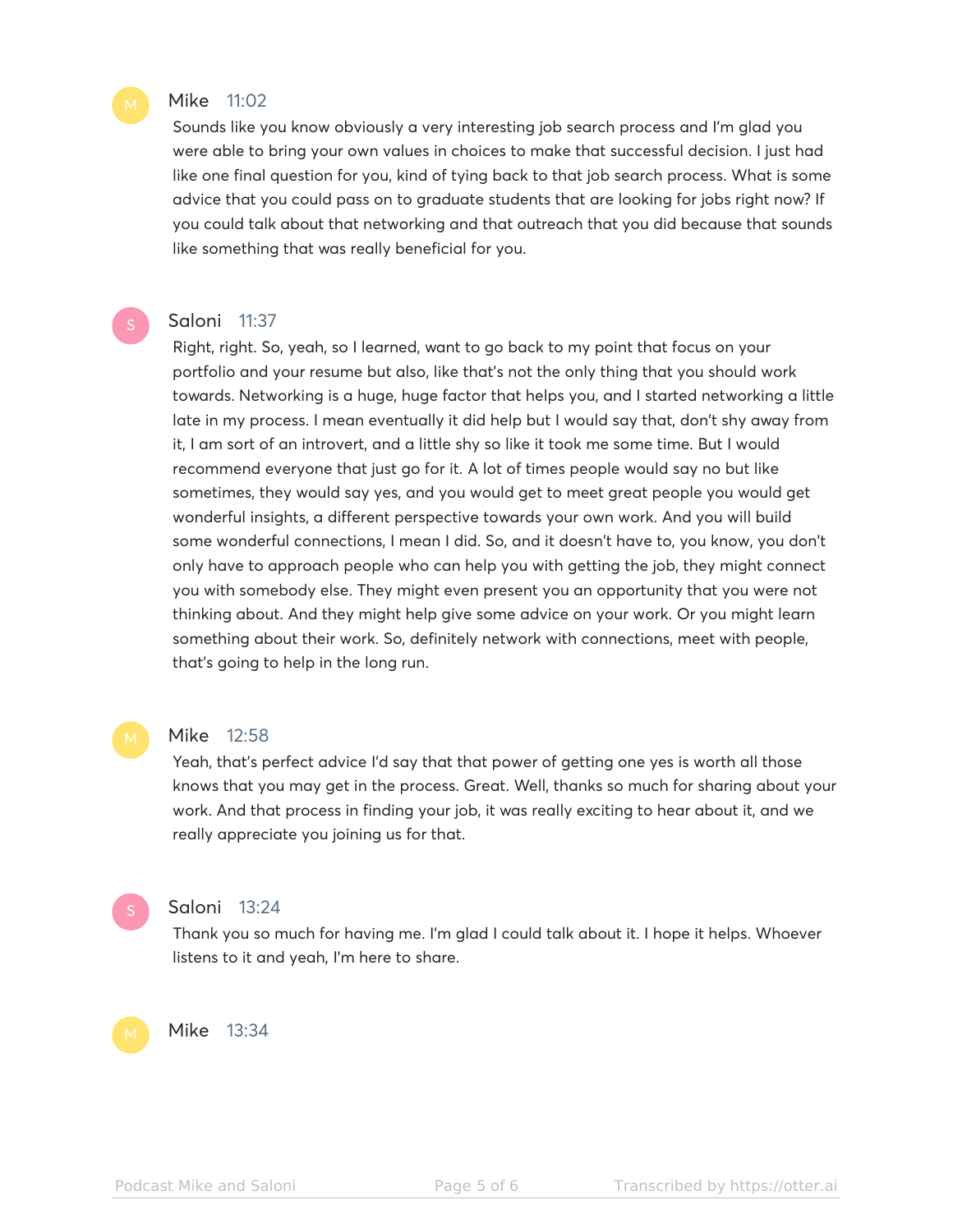**Mike** 11:02

Sounds like you know obviously a very interesting job search process and I'm glad you were able to bring your own values in choices to make that successful decision. I just had like one final question for you, kind of tying back to that job search process. What is some advice that you could pass on to graduate students that are looking for jobs right now? If you could talk about that networking and that outreach that you did because that sounds like something that was really beneficial for you.

**Saloni** 11:37

Right, right. So, yeah, so I learned, want to go back to my point that focus on your portfolio and your resume but also, like that's not the only thing that you should work towards. Networking is a huge, huge factor that helps you, and I started networking a little late in my process. I mean eventually it did help but I would say that, don't shy away from it, I am sort of an introvert, and a little shy so like it took me some time. But I would recommend everyone that just go for it. A lot of times people would say no but like sometimes, they would say yes, and you would get to meet great people you would get wonderful insights, a different perspective towards your own work. And you will build some wonderful connections, I mean I did. So, and it doesn't have to, you know, you don't only have to approach people who can help you with getting the job, they might connect you with somebody else. They might even present you an opportunity that you were not thinking about. And they might help give some advice on your work. Or you might learn something about their work. So, definitely network with connections, meet with people, that's going to help in the long run.

**Mike** 12:58

Yeah, that's perfect advice I'd say that that power of getting one yes is worth all those knows that you may get in the process. Great. Well, thanks so much for sharing about your work. And that process in finding your job, it was really exciting to hear about it, and we really appreciate you joining us for that.

**Saloni** 13:24

Thank you so much for having me. I'm glad I could talk about it. I hope it helps. Whoever listens to it and yeah, I'm here to share.

**Mike** 13:34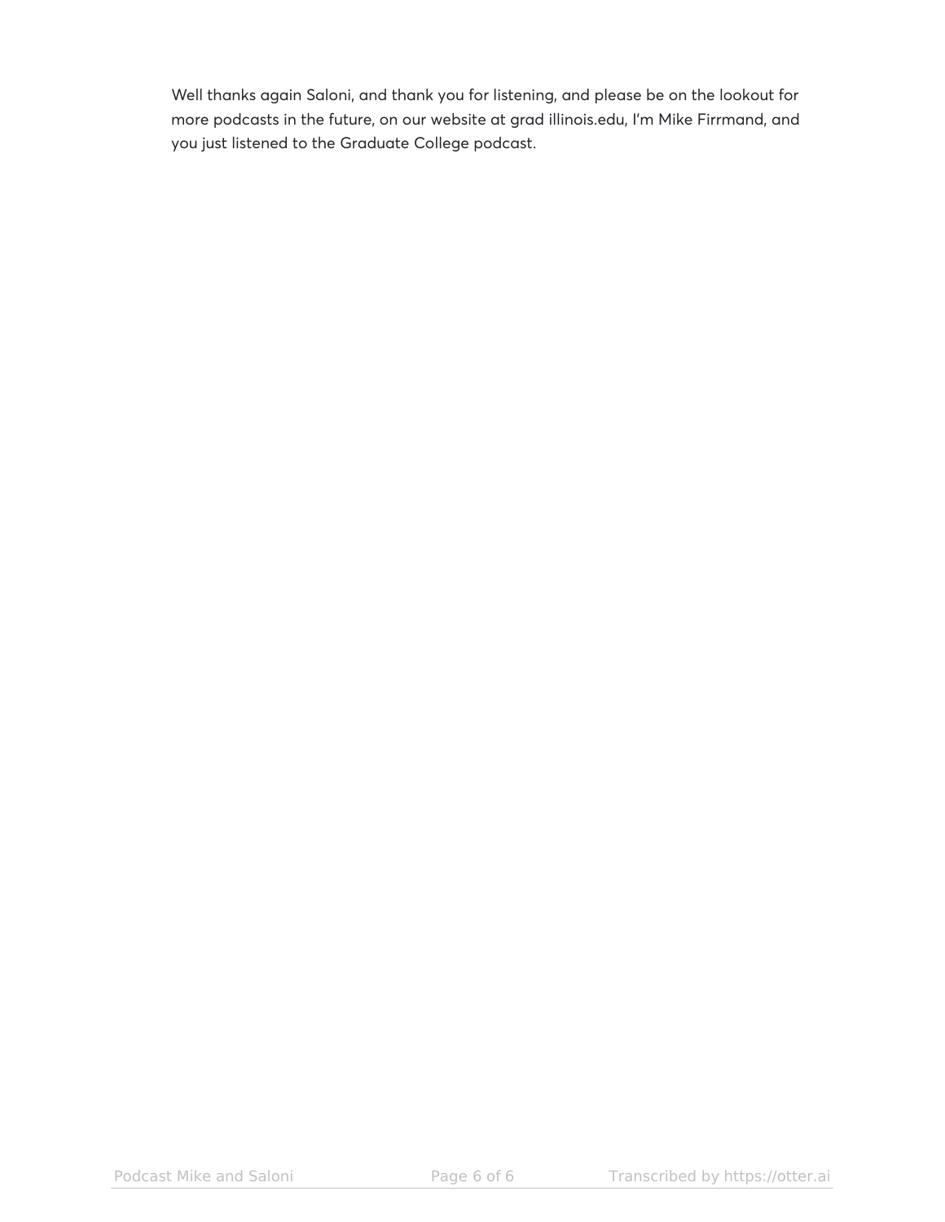Well thanks again Saloni, and thank you for listening, and please be on the lookout for more podcasts in the future, on our website at grad illinois.edu, I'm Mike Firrmand, and you just listened to the Graduate College podcast.